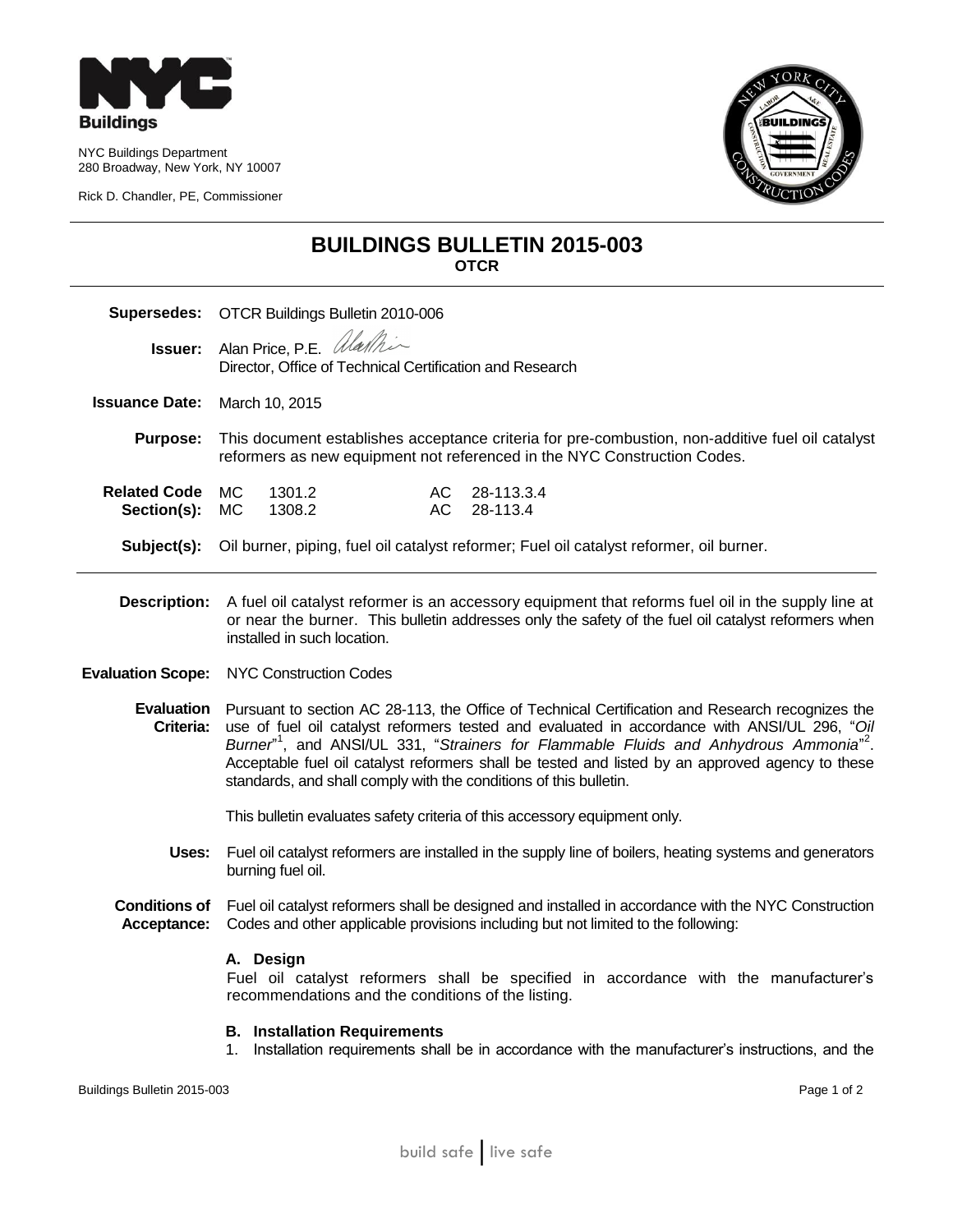NYC Buildings Department
280 Broadway, New York, NY 10007

Rick D. Chandler, PE, Commissioner

# BUILDINGS BULLETIN 2015-003

**OTCR**

**Supersedes:** OTCR Buildings Bulletin 2010-006

**Issuer:** Alan Price, P.E.
Director, Office of Technical Certification and Research

**Issuance Date:** March 10, 2015

**Purpose:** This document establishes acceptance criteria for pre-combustion, non-additive fuel oil catalyst reformers as new equipment not referenced in the NYC Construction Codes.

**Related Code Section(s):**

| | | | |
|---|---|---|---|
| MC | 1301.2 | AC | 28-113.3.4 |
| MC | 1308.2 | AC | 28-113.4 |

**Subject(s):** Oil burner, piping, fuel oil catalyst reformer; Fuel oil catalyst reformer, oil burner.

---

**Description:** A fuel oil catalyst reformer is an accessory equipment that reforms fuel oil in the supply line at or near the burner. This bulletin addresses only the safety of the fuel oil catalyst reformers when installed in such location.

**Evaluation Scope:** NYC Construction Codes

**Evaluation Criteria:** Pursuant to section AC 28-113, the Office of Technical Certification and Research recognizes the use of fuel oil catalyst reformers tested and evaluated in accordance with ANSI/UL 296, "*Oil Burner*"[1], and ANSI/UL 331, "*Strainers for Flammable Fluids and Anhydrous Ammonia*"[2]. Acceptable fuel oil catalyst reformers shall be tested and listed by an approved agency to these standards, and shall comply with the conditions of this bulletin.

This bulletin evaluates safety criteria of this accessory equipment only.

**Uses:** Fuel oil catalyst reformers are installed in the supply line of boilers, heating systems and generators burning fuel oil.

**Conditions of Acceptance:** Fuel oil catalyst reformers shall be designed and installed in accordance with the NYC Construction Codes and other applicable provisions including but not limited to the following:

**A. Design**

Fuel oil catalyst reformers shall be specified in accordance with the manufacturer's recommendations and the conditions of the listing.

**B. Installation Requirements**

1. Installation requirements shall be in accordance with the manufacturer's instructions, and the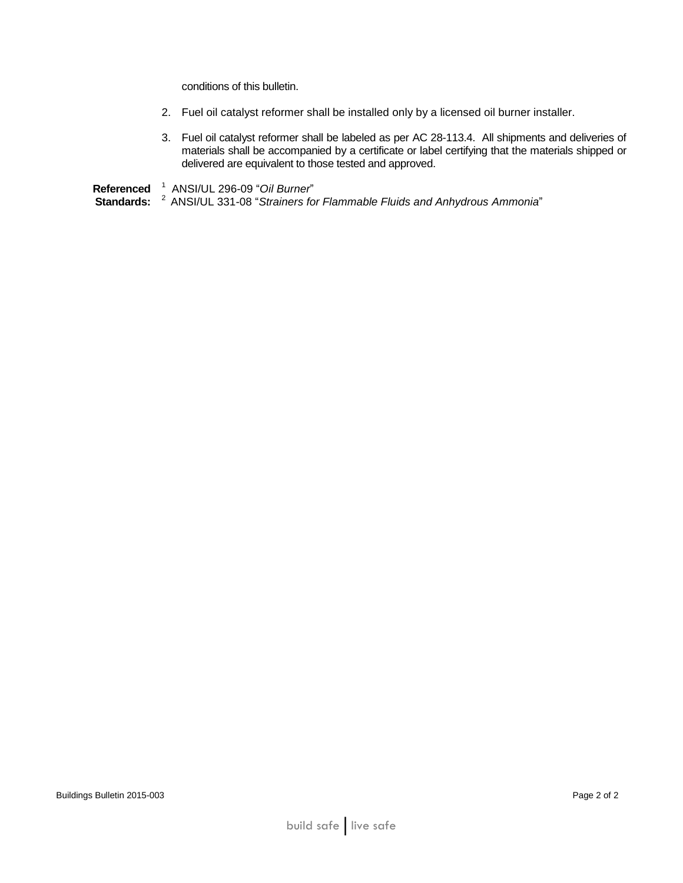conditions of this bulletin.

2. Fuel oil catalyst reformer shall be installed only by a licensed oil burner installer.

3. Fuel oil catalyst reformer shall be labeled as per AC 28-113.4. All shipments and deliveries of materials shall be accompanied by a certificate or label certifying that the materials shipped or delivered are equivalent to those tested and approved.

**Referenced Standards:**
[1] ANSI/UL 296-09 "*Oil Burner*"
[2] ANSI/UL 331-08 "*Strainers for Flammable Fluids and Anhydrous Ammonia*"